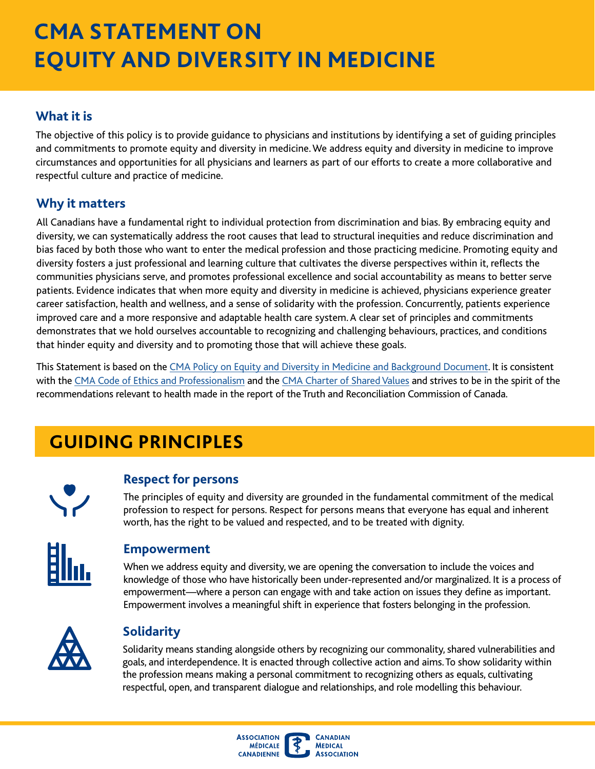# CMA STATEMENT ON EQUITY AND DIVERSITY IN MEDICINE

## What it is

The objective of this policy is to provide guidance to physicians and institutions by identifying a set of guiding principles and commitments to promote equity and diversity in medicine. We address equity and diversity in medicine to improve circumstances and opportunities for all physicians and learners as part of our efforts to create a more collaborative and respectful culture and practice of medicine.

## Why it matters

All Canadians have a fundamental right to individual protection from discrimination and bias. By embracing equity and diversity, we can systematically address the root causes that lead to structural inequities and reduce discrimination and bias faced by both those who want to enter the medical profession and those practicing medicine. Promoting equity and diversity fosters a just professional and learning culture that cultivates the diverse perspectives within it, reflects the communities physicians serve, and promotes professional excellence and social accountability as means to better serve patients. Evidence indicates that when more equity and diversity in medicine is achieved, physicians experience greater career satisfaction, health and wellness, and a sense of solidarity with the profession. Concurrently, patients experience improved care and a more responsive and adaptable health care system. A clear set of principles and commitments demonstrates that we hold ourselves accountable to recognizing and challenging behaviours, practices, and conditions that hinder equity and diversity and to promoting those that will achieve these goals.

This Statement is based on the CMA Policy on Equity and Diversity in Medicine and Background Document. It is consistent with the CMA Code of Ethics and Professionalism and the CMA Charter of Shared Values and strives to be in the spirit of the recommendations relevant to health made in the report of the Truth and Reconciliation Commission of Canada.

## GUIDING PRINCIPLES

### Respect for persons

The principles of equity and diversity are grounded in the fundamental commitment of the medical profession to respect for persons. Respect for persons means that everyone has equal and inherent worth, has the right to be valued and respected, and to be treated with dignity.

### Empowerment

When we address equity and diversity, we are opening the conversation to include the voices and knowledge of those who have historically been under-represented and/or marginalized. It is a process of empowerment—where a person can engage with and take action on issues they define as important. Empowerment involves a meaningful shift in experience that fosters belonging in the profession.

### Solidarity

Solidarity means standing alongside others by recognizing our commonality, shared vulnerabilities and goals, and interdependence. It is enacted through collective action and aims. To show solidarity within the profession means making a personal commitment to recognizing others as equals, cultivating respectful, open, and transparent dialogue and relationships, and role modelling this behaviour.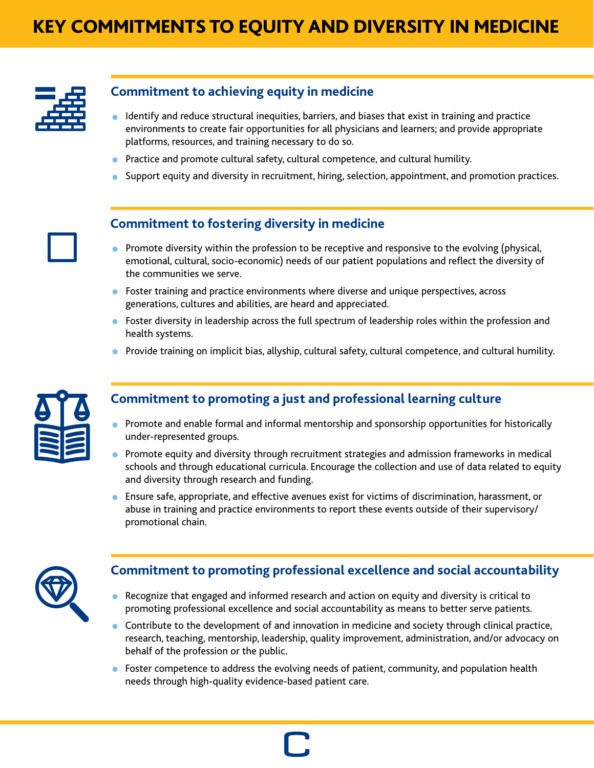# KEY COMMITMENTS TO EQUITY AND DIVERSITY IN MEDICINE

## Commitment to achieving equity in medicine

- Identify and reduce structural inequities, barriers, and biases that exist in training and practice environments to create fair opportunities for all physicians and learners; and provide appropriate platforms, resources, and training necessary to do so.
- Practice and promote cultural safety, cultural competence, and cultural humility.
- Support equity and diversity in recruitment, hiring, selection, appointment, and promotion practices.

## Commitment to fostering diversity in medicine

- Promote diversity within the profession to be receptive and responsive to the evolving (physical, emotional, cultural, socio-economic) needs of our patient populations and reflect the diversity of the communities we serve.
- Foster training and practice environments where diverse and unique perspectives, across generations, cultures and abilities, are heard and appreciated.
- Foster diversity in leadership across the full spectrum of leadership roles within the profession and health systems.
- Provide training on implicit bias, allyship, cultural safety, cultural competence, and cultural humility.

## Commitment to promoting a just and professional learning culture

- Promote and enable formal and informal mentorship and sponsorship opportunities for historically under-represented groups.
- Promote equity and diversity through recruitment strategies and admission frameworks in medical schools and through educational curricula. Encourage the collection and use of data related to equity and diversity through research and funding.
- Ensure safe, appropriate, and effective avenues exist for victims of discrimination, harassment, or abuse in training and practice environments to report these events outside of their supervisory/ promotional chain.

## Commitment to promoting professional excellence and social accountability

- Recognize that engaged and informed research and action on equity and diversity is critical to promoting professional excellence and social accountability as means to better serve patients.
- Contribute to the development of and innovation in medicine and society through clinical practice, research, teaching, mentorship, leadership, quality improvement, administration, and/or advocacy on behalf of the profession or the public.
- Foster competence to address the evolving needs of patient, community, and population health needs through high-quality evidence-based patient care.